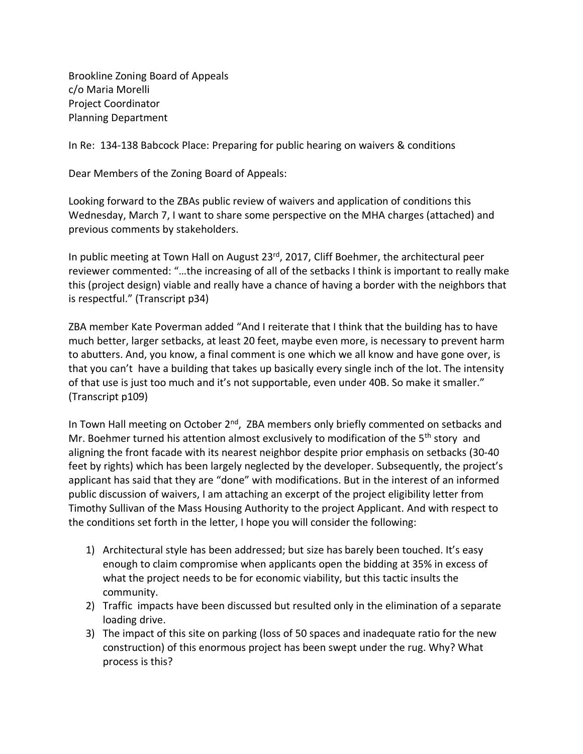Brookline Zoning Board of Appeals
c/o Maria Morelli
Project Coordinator
Planning Department

In Re: 134-138 Babcock Place: Preparing for public hearing on waivers & conditions

Dear Members of the Zoning Board of Appeals:

Looking forward to the ZBAs public review of waivers and application of conditions this Wednesday, March 7, I want to share some perspective on the MHA charges (attached) and previous comments by stakeholders.

In public meeting at Town Hall on August 23rd, 2017, Cliff Boehmer, the architectural peer reviewer commented: "…the increasing of all of the setbacks I think is important to really make this (project design) viable and really have a chance of having a border with the neighbors that is respectful." (Transcript p34)

ZBA member Kate Poverman added "And I reiterate that I think that the building has to have much better, larger setbacks, at least 20 feet, maybe even more, is necessary to prevent harm to abutters. And, you know, a final comment is one which we all know and have gone over, is that you can't have a building that takes up basically every single inch of the lot. The intensity of that use is just too much and it's not supportable, even under 40B. So make it smaller." (Transcript p109)

In Town Hall meeting on October 2nd, ZBA members only briefly commented on setbacks and Mr. Boehmer turned his attention almost exclusively to modification of the 5th story and aligning the front facade with its nearest neighbor despite prior emphasis on setbacks (30-40 feet by rights) which has been largely neglected by the developer. Subsequently, the project's applicant has said that they are "done" with modifications. But in the interest of an informed public discussion of waivers, I am attaching an excerpt of the project eligibility letter from Timothy Sullivan of the Mass Housing Authority to the project Applicant. And with respect to the conditions set forth in the letter, I hope you will consider the following:

1) Architectural style has been addressed; but size has barely been touched. It's easy enough to claim compromise when applicants open the bidding at 35% in excess of what the project needs to be for economic viability, but this tactic insults the community.
2) Traffic impacts have been discussed but resulted only in the elimination of a separate loading drive.
3) The impact of this site on parking (loss of 50 spaces and inadequate ratio for the new construction) of this enormous project has been swept under the rug. Why? What process is this?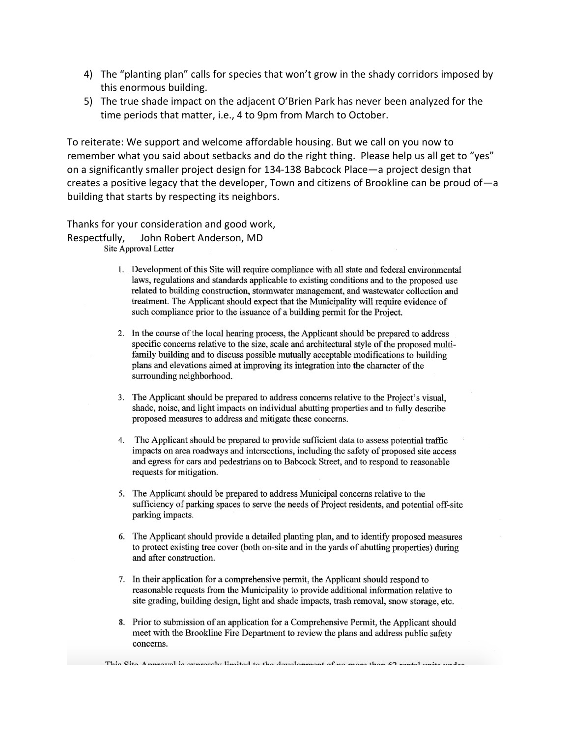4) The "planting plan" calls for species that won't grow in the shady corridors imposed by this enormous building.
5) The true shade impact on the adjacent O'Brien Park has never been analyzed for the time periods that matter, i.e., 4 to 9pm from March to October.

To reiterate: We support and welcome affordable housing. But we call on you now to remember what you said about setbacks and do the right thing. Please help us all get to "yes" on a significantly smaller project design for 134-138 Babcock Place—a project design that creates a positive legacy that the developer, Town and citizens of Brookline can be proud of—a building that starts by respecting its neighbors.

Thanks for your consideration and good work,
Respectfully, John Robert Anderson, MD

Site Approval Letter

1. Development of this Site will require compliance with all state and federal environmental laws, regulations and standards applicable to existing conditions and to the proposed use related to building construction, stormwater management, and wastewater collection and treatment. The Applicant should expect that the Municipality will require evidence of such compliance prior to the issuance of a building permit for the Project.

2. In the course of the local hearing process, the Applicant should be prepared to address specific concerns relative to the size, scale and architectural style of the proposed multi-family building and to discuss possible mutually acceptable modifications to building plans and elevations aimed at improving its integration into the character of the surrounding neighborhood.

3. The Applicant should be prepared to address concerns relative to the Project's visual, shade, noise, and light impacts on individual abutting properties and to fully describe proposed measures to address and mitigate these concerns.

4. The Applicant should be prepared to provide sufficient data to assess potential traffic impacts on area roadways and intersections, including the safety of proposed site access and egress for cars and pedestrians on to Babcock Street, and to respond to reasonable requests for mitigation.

5. The Applicant should be prepared to address Municipal concerns relative to the sufficiency of parking spaces to serve the needs of Project residents, and potential off-site parking impacts.

6. The Applicant should provide a detailed planting plan, and to identify proposed measures to protect existing tree cover (both on-site and in the yards of abutting properties) during and after construction.

7. In their application for a comprehensive permit, the Applicant should respond to reasonable requests from the Municipality to provide additional information relative to site grading, building design, light and shade impacts, trash removal, snow storage, etc.

8. Prior to submission of an application for a Comprehensive Permit, the Applicant should meet with the Brookline Fire Department to review the plans and address public safety concerns.

This Site Approval is expressly limited to the development of no more than 62 rental units under